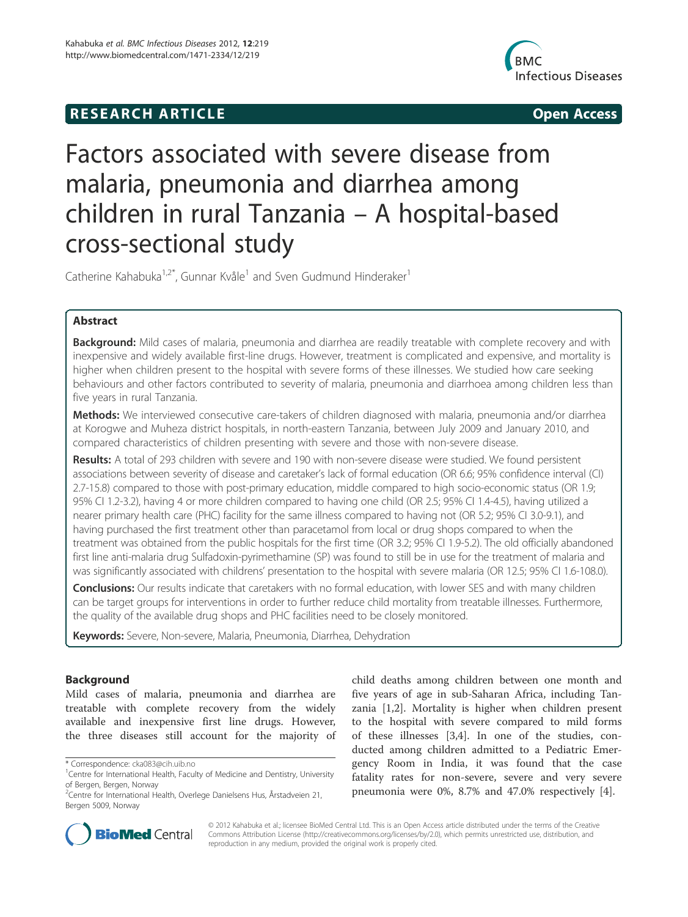**RESEARCH ARTICLE** **Open Access**

# Factors associated with severe disease from malaria, pneumonia and diarrhea among children in rural Tanzania – A hospital-based cross-sectional study

Catherine Kahabuka[1,2*], Gunnar Kvåle[1] and Sven Gudmund Hinderaker[1]

## Abstract

**Background:** Mild cases of malaria, pneumonia and diarrhea are readily treatable with complete recovery and with inexpensive and widely available first-line drugs. However, treatment is complicated and expensive, and mortality is higher when children present to the hospital with severe forms of these illnesses. We studied how care seeking behaviours and other factors contributed to severity of malaria, pneumonia and diarrhoea among children less than five years in rural Tanzania.

**Methods:** We interviewed consecutive care-takers of children diagnosed with malaria, pneumonia and/or diarrhea at Korogwe and Muheza district hospitals, in north-eastern Tanzania, between July 2009 and January 2010, and compared characteristics of children presenting with severe and those with non-severe disease.

**Results:** A total of 293 children with severe and 190 with non-severe disease were studied. We found persistent associations between severity of disease and caretaker's lack of formal education (OR 6.6; 95% confidence interval (CI) 2.7-15.8) compared to those with post-primary education, middle compared to high socio-economic status (OR 1.9; 95% CI 1.2-3.2), having 4 or more children compared to having one child (OR 2.5; 95% CI 1.4-4.5), having utilized a nearer primary health care (PHC) facility for the same illness compared to having not (OR 5.2; 95% CI 3.0-9.1), and having purchased the first treatment other than paracetamol from local or drug shops compared to when the treatment was obtained from the public hospitals for the first time (OR 3.2; 95% CI 1.9-5.2). The old officially abandoned first line anti-malaria drug Sulfadoxin-pyrimethamine (SP) was found to still be in use for the treatment of malaria and was significantly associated with childrens' presentation to the hospital with severe malaria (OR 12.5; 95% CI 1.6-108.0).

**Conclusions:** Our results indicate that caretakers with no formal education, with lower SES and with many children can be target groups for interventions in order to further reduce child mortality from treatable illnesses. Furthermore, the quality of the available drug shops and PHC facilities need to be closely monitored.

**Keywords:** Severe, Non-severe, Malaria, Pneumonia, Diarrhea, Dehydration

## Background

Mild cases of malaria, pneumonia and diarrhea are treatable with complete recovery from the widely available and inexpensive first line drugs. However, the three diseases still account for the majority of child deaths among children between one month and five years of age in sub-Saharan Africa, including Tanzania [1,2]. Mortality is higher when children present to the hospital with severe compared to mild forms of these illnesses [3,4]. In one of the studies, conducted among children admitted to a Pediatric Emergency Room in India, it was found that the case fatality rates for non-severe, severe and very severe pneumonia were 0%, 8.7% and 47.0% respectively [4].

* Correspondence: cka083@cih.uib.no
[1]Centre for International Health, Faculty of Medicine and Dentistry, University of Bergen, Bergen, Norway
[2]Centre for International Health, Overlege Danielsens Hus, Årstadveien 21, Bergen 5009, Norway

© 2012 Kahabuka et al.; licensee BioMed Central Ltd. This is an Open Access article distributed under the terms of the Creative Commons Attribution License (http://creativecommons.org/licenses/by/2.0), which permits unrestricted use, distribution, and reproduction in any medium, provided the original work is properly cited.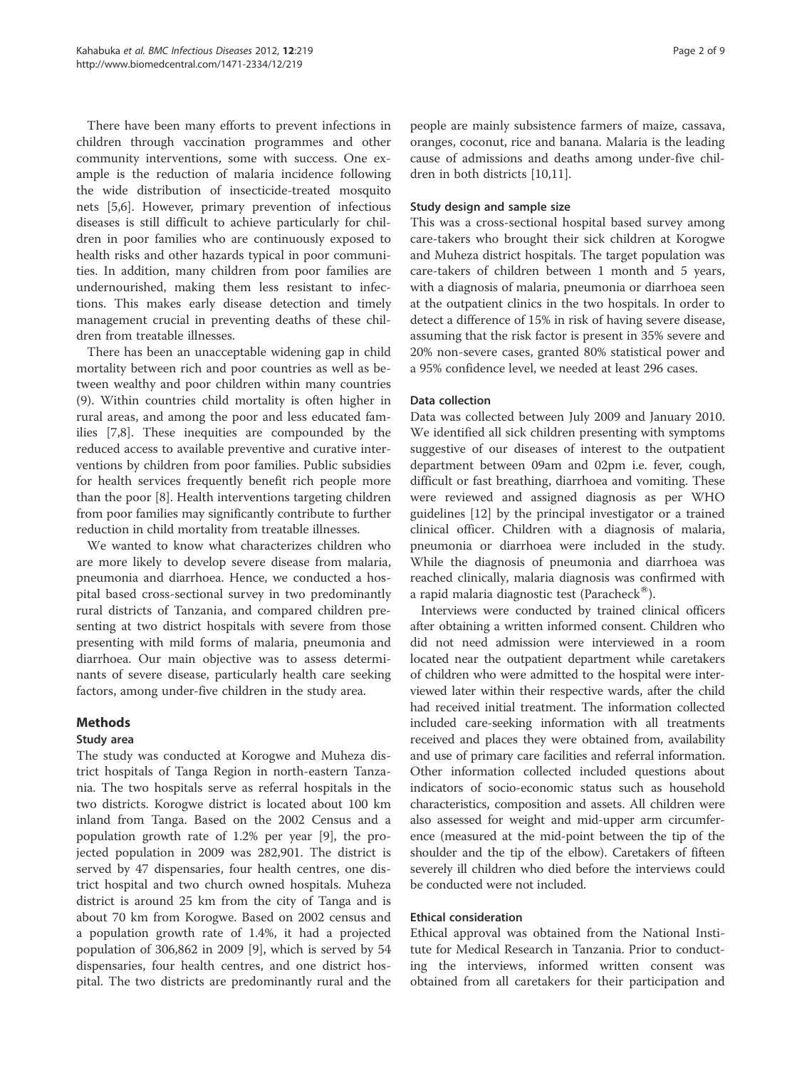There have been many efforts to prevent infections in children through vaccination programmes and other community interventions, some with success. One example is the reduction of malaria incidence following the wide distribution of insecticide-treated mosquito nets [5,6]. However, primary prevention of infectious diseases is still difficult to achieve particularly for children in poor families who are continuously exposed to health risks and other hazards typical in poor communities. In addition, many children from poor families are undernourished, making them less resistant to infections. This makes early disease detection and timely management crucial in preventing deaths of these children from treatable illnesses.

There has been an unacceptable widening gap in child mortality between rich and poor countries as well as between wealthy and poor children within many countries (9). Within countries child mortality is often higher in rural areas, and among the poor and less educated families [7,8]. These inequities are compounded by the reduced access to available preventive and curative interventions by children from poor families. Public subsidies for health services frequently benefit rich people more than the poor [8]. Health interventions targeting children from poor families may significantly contribute to further reduction in child mortality from treatable illnesses.

We wanted to know what characterizes children who are more likely to develop severe disease from malaria, pneumonia and diarrhoea. Hence, we conducted a hospital based cross-sectional survey in two predominantly rural districts of Tanzania, and compared children presenting at two district hospitals with severe from those presenting with mild forms of malaria, pneumonia and diarrhoea. Our main objective was to assess determinants of severe disease, particularly health care seeking factors, among under-five children in the study area.

## Methods

### Study area

The study was conducted at Korogwe and Muheza district hospitals of Tanga Region in north-eastern Tanzania. The two hospitals serve as referral hospitals in the two districts. Korogwe district is located about 100 km inland from Tanga. Based on the 2002 Census and a population growth rate of 1.2% per year [9], the projected population in 2009 was 282,901. The district is served by 47 dispensaries, four health centres, one district hospital and two church owned hospitals. Muheza district is around 25 km from the city of Tanga and is about 70 km from Korogwe. Based on 2002 census and a population growth rate of 1.4%, it had a projected population of 306,862 in 2009 [9], which is served by 54 dispensaries, four health centres, and one district hospital. The two districts are predominantly rural and the people are mainly subsistence farmers of maize, cassava, oranges, coconut, rice and banana. Malaria is the leading cause of admissions and deaths among under-five children in both districts [10,11].

### Study design and sample size

This was a cross-sectional hospital based survey among care-takers who brought their sick children at Korogwe and Muheza district hospitals. The target population was care-takers of children between 1 month and 5 years, with a diagnosis of malaria, pneumonia or diarrhoea seen at the outpatient clinics in the two hospitals. In order to detect a difference of 15% in risk of having severe disease, assuming that the risk factor is present in 35% severe and 20% non-severe cases, granted 80% statistical power and a 95% confidence level, we needed at least 296 cases.

### Data collection

Data was collected between July 2009 and January 2010. We identified all sick children presenting with symptoms suggestive of our diseases of interest to the outpatient department between 09am and 02pm i.e. fever, cough, difficult or fast breathing, diarrhoea and vomiting. These were reviewed and assigned diagnosis as per WHO guidelines [12] by the principal investigator or a trained clinical officer. Children with a diagnosis of malaria, pneumonia or diarrhoea were included in the study. While the diagnosis of pneumonia and diarrhoea was reached clinically, malaria diagnosis was confirmed with a rapid malaria diagnostic test (Paracheck®).

Interviews were conducted by trained clinical officers after obtaining a written informed consent. Children who did not need admission were interviewed in a room located near the outpatient department while caretakers of children who were admitted to the hospital were interviewed later within their respective wards, after the child had received initial treatment. The information collected included care-seeking information with all treatments received and places they were obtained from, availability and use of primary care facilities and referral information. Other information collected included questions about indicators of socio-economic status such as household characteristics, composition and assets. All children were also assessed for weight and mid-upper arm circumference (measured at the mid-point between the tip of the shoulder and the tip of the elbow). Caretakers of fifteen severely ill children who died before the interviews could be conducted were not included.

### Ethical consideration

Ethical approval was obtained from the National Institute for Medical Research in Tanzania. Prior to conducting the interviews, informed written consent was obtained from all caretakers for their participation and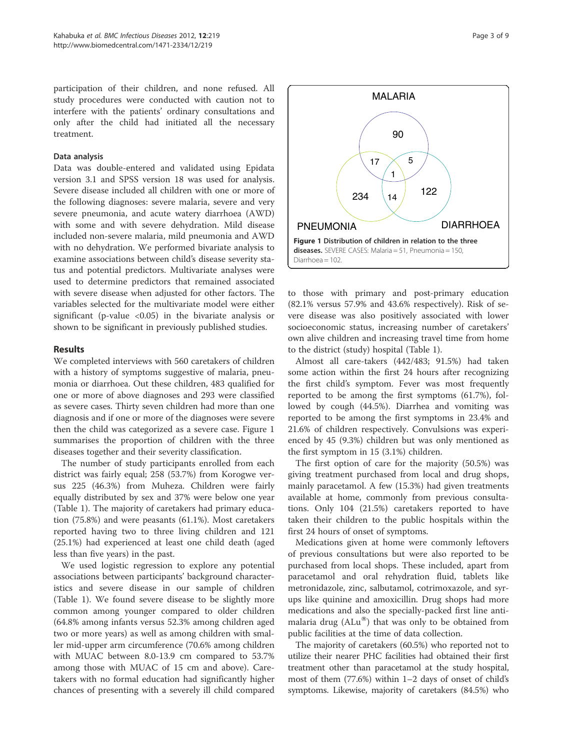participation of their children, and none refused. All study procedures were conducted with caution not to interfere with the patients' ordinary consultations and only after the child had initiated all the necessary treatment.

### Data analysis

Data was double-entered and validated using Epidata version 3.1 and SPSS version 18 was used for analysis. Severe disease included all children with one or more of the following diagnoses: severe malaria, severe and very severe pneumonia, and acute watery diarrhoea (AWD) with some and with severe dehydration. Mild disease included non-severe malaria, mild pneumonia and AWD with no dehydration. We performed bivariate analysis to examine associations between child's disease severity status and potential predictors. Multivariate analyses were used to determine predictors that remained associated with severe disease when adjusted for other factors. The variables selected for the multivariate model were either significant (p-value <0.05) in the bivariate analysis or shown to be significant in previously published studies.

## Results

We completed interviews with 560 caretakers of children with a history of symptoms suggestive of malaria, pneumonia or diarrhoea. Out these children, 483 qualified for one or more of above diagnoses and 293 were classified as severe cases. Thirty seven children had more than one diagnosis and if one or more of the diagnoses were severe then the child was categorized as a severe case. Figure 1 summarises the proportion of children with the three diseases together and their severity classification.

**Figure 1 Distribution of children in relation to the three diseases.** SEVERE CASES: Malaria = 51, Pneumonia = 150, Diarrhoea = 102.

The number of study participants enrolled from each district was fairly equal; 258 (53.7%) from Korogwe versus 225 (46.3%) from Muheza. Children were fairly equally distributed by sex and 37% were below one year (Table 1). The majority of caretakers had primary education (75.8%) and were peasants (61.1%). Most caretakers reported having two to three living children and 121 (25.1%) had experienced at least one child death (aged less than five years) in the past.

We used logistic regression to explore any potential associations between participants' background characteristics and severe disease in our sample of children (Table 1). We found severe disease to be slightly more common among younger compared to older children (64.8% among infants versus 52.3% among children aged two or more years) as well as among children with smaller mid-upper arm circumference (70.6% among children with MUAC between 8.0-13.9 cm compared to 53.7% among those with MUAC of 15 cm and above). Caretakers with no formal education had significantly higher chances of presenting with a severely ill child compared to those with primary and post-primary education (82.1% versus 57.9% and 43.6% respectively). Risk of severe disease was also positively associated with lower socioeconomic status, increasing number of caretakers' own alive children and increasing travel time from home to the district (study) hospital (Table 1).

Almost all care-takers (442/483; 91.5%) had taken some action within the first 24 hours after recognizing the first child's symptom. Fever was most frequently reported to be among the first symptoms (61.7%), followed by cough (44.5%). Diarrhea and vomiting was reported to be among the first symptoms in 23.4% and 21.6% of children respectively. Convulsions was experienced by 45 (9.3%) children but was only mentioned as the first symptom in 15 (3.1%) children.

The first option of care for the majority (50.5%) was giving treatment purchased from local and drug shops, mainly paracetamol. A few (15.3%) had given treatments available at home, commonly from previous consultations. Only 104 (21.5%) caretakers reported to have taken their children to the public hospitals within the first 24 hours of onset of symptoms.

Medications given at home were commonly leftovers of previous consultations but were also reported to be purchased from local shops. These included, apart from paracetamol and oral rehydration fluid, tablets like metronidazole, zinc, salbutamol, cotrimoxazole, and syrups like quinine and amoxicillin. Drug shops had more medications and also the specially-packed first line antimalaria drug (ALu®) that was only to be obtained from public facilities at the time of data collection.

The majority of caretakers (60.5%) who reported not to utilize their nearer PHC facilities had obtained their first treatment other than paracetamol at the study hospital, most of them (77.6%) within 1–2 days of onset of child's symptoms. Likewise, majority of caretakers (84.5%) who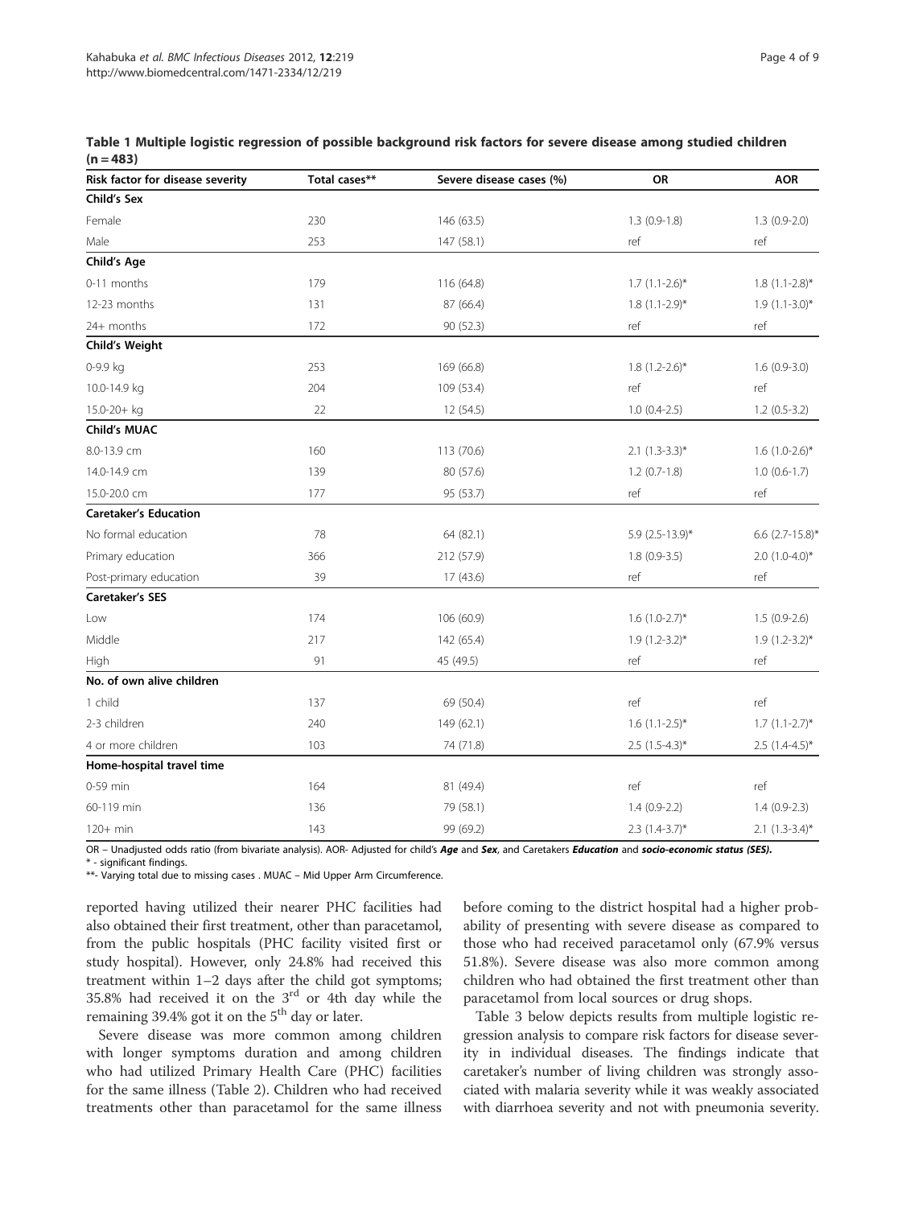**Table 1 Multiple logistic regression of possible background risk factors for severe disease among studied children (n = 483)**

| Risk factor for disease severity | Total cases** | Severe disease cases (%) | OR | AOR |
|---|---|---|---|---|
| **Child's Sex** | | | | |
| Female | 230 | 146 (63.5) | 1.3 (0.9-1.8) | 1.3 (0.9-2.0) |
| Male | 253 | 147 (58.1) | ref | ref |
| **Child's Age** | | | | |
| 0-11 months | 179 | 116 (64.8) | 1.7 (1.1-2.6)* | 1.8 (1.1-2.8)* |
| 12-23 months | 131 | 87 (66.4) | 1.8 (1.1-2.9)* | 1.9 (1.1-3.0)* |
| 24+ months | 172 | 90 (52.3) | ref | ref |
| **Child's Weight** | | | | |
| 0-9.9 kg | 253 | 169 (66.8) | 1.8 (1.2-2.6)* | 1.6 (0.9-3.0) |
| 10.0-14.9 kg | 204 | 109 (53.4) | ref | ref |
| 15.0-20+ kg | 22 | 12 (54.5) | 1.0 (0.4-2.5) | 1.2 (0.5-3.2) |
| **Child's MUAC** | | | | |
| 8.0-13.9 cm | 160 | 113 (70.6) | 2.1 (1.3-3.3)* | 1.6 (1.0-2.6)* |
| 14.0-14.9 cm | 139 | 80 (57.6) | 1.2 (0.7-1.8) | 1.0 (0.6-1.7) |
| 15.0-20.0 cm | 177 | 95 (53.7) | ref | ref |
| **Caretaker's Education** | | | | |
| No formal education | 78 | 64 (82.1) | 5.9 (2.5-13.9)* | 6.6 (2.7-15.8)* |
| Primary education | 366 | 212 (57.9) | 1.8 (0.9-3.5) | 2.0 (1.0-4.0)* |
| Post-primary education | 39 | 17 (43.6) | ref | ref |
| **Caretaker's SES** | | | | |
| Low | 174 | 106 (60.9) | 1.6 (1.0-2.7)* | 1.5 (0.9-2.6) |
| Middle | 217 | 142 (65.4) | 1.9 (1.2-3.2)* | 1.9 (1.2-3.2)* |
| High | 91 | 45 (49.5) | ref | ref |
| **No. of own alive children** | | | | |
| 1 child | 137 | 69 (50.4) | ref | ref |
| 2-3 children | 240 | 149 (62.1) | 1.6 (1.1-2.5)* | 1.7 (1.1-2.7)* |
| 4 or more children | 103 | 74 (71.8) | 2.5 (1.5-4.3)* | 2.5 (1.4-4.5)* |
| **Home-hospital travel time** | | | | |
| 0-59 min | 164 | 81 (49.4) | ref | ref |
| 60-119 min | 136 | 79 (58.1) | 1.4 (0.9-2.2) | 1.4 (0.9-2.3) |
| 120+ min | 143 | 99 (69.2) | 2.3 (1.4-3.7)* | 2.1 (1.3-3.4)* |

OR – Unadjusted odds ratio (from bivariate analysis). AOR- Adjusted for child's ***Age*** and ***Sex***, and Caretakers ***Education*** and ***socio-economic status (SES).***
\* - significant findings.
\*\*- Varying total due to missing cases . MUAC – Mid Upper Arm Circumference.

reported having utilized their nearer PHC facilities had also obtained their first treatment, other than paracetamol, from the public hospitals (PHC facility visited first or study hospital). However, only 24.8% had received this treatment within 1–2 days after the child got symptoms; 35.8% had received it on the 3rd or 4th day while the remaining 39.4% got it on the 5th day or later.

Severe disease was more common among children with longer symptoms duration and among children who had utilized Primary Health Care (PHC) facilities for the same illness (Table 2). Children who had received treatments other than paracetamol for the same illness before coming to the district hospital had a higher probability of presenting with severe disease as compared to those who had received paracetamol only (67.9% versus 51.8%). Severe disease was also more common among children who had obtained the first treatment other than paracetamol from local sources or drug shops.

Table 3 below depicts results from multiple logistic regression analysis to compare risk factors for disease severity in individual diseases. The findings indicate that caretaker's number of living children was strongly associated with malaria severity while it was weakly associated with diarrhoea severity and not with pneumonia severity.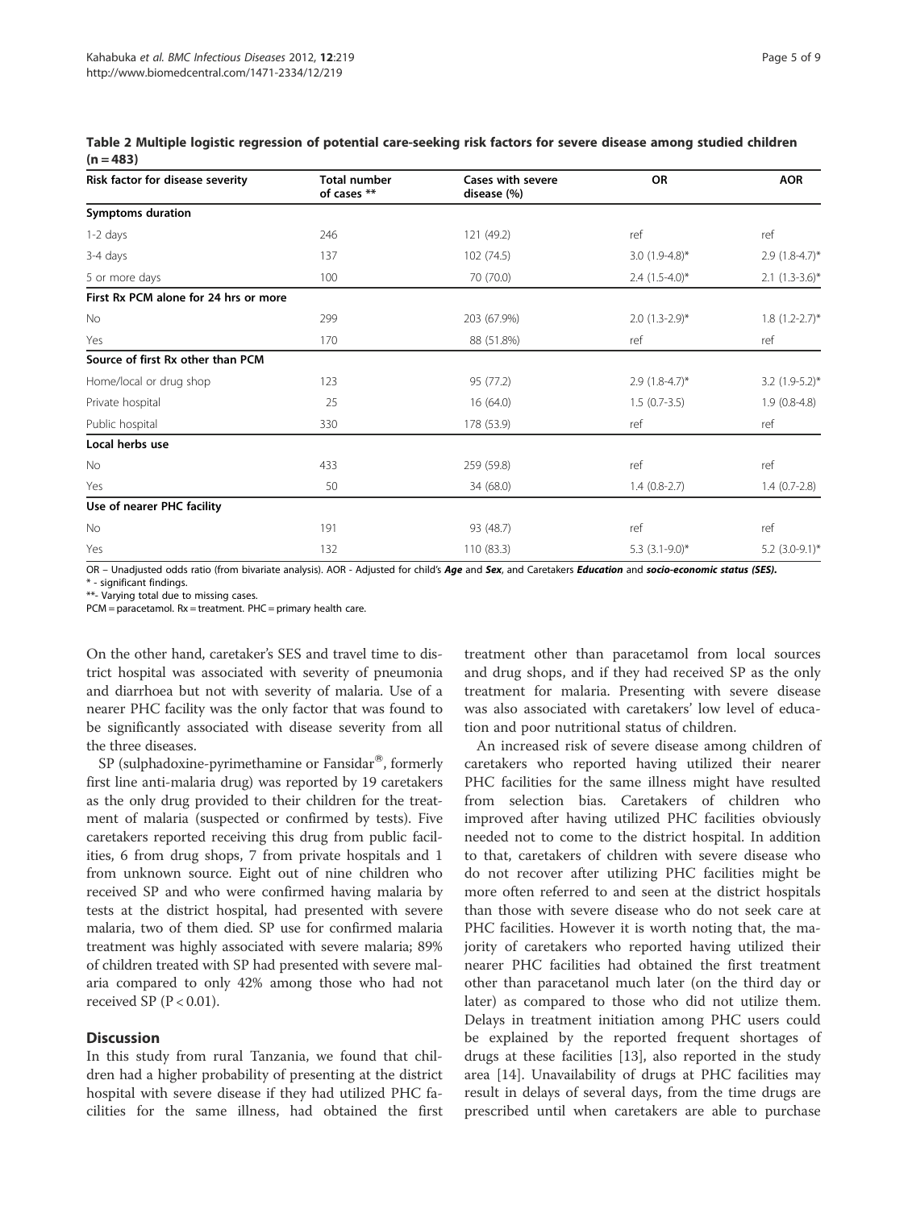**Table 2 Multiple logistic regression of potential care-seeking risk factors for severe disease among studied children (n = 483)**

| Risk factor for disease severity | Total number of cases ** | Cases with severe disease (%) | OR | AOR |
|---|---|---|---|---|
| **Symptoms duration** | | | | |
| 1-2 days | 246 | 121 (49.2) | ref | ref |
| 3-4 days | 137 | 102 (74.5) | 3.0 (1.9-4.8)* | 2.9 (1.8-4.7)* |
| 5 or more days | 100 | 70 (70.0) | 2.4 (1.5-4.0)* | 2.1 (1.3-3.6)* |
| **First Rx PCM alone for 24 hrs or more** | | | | |
| No | 299 | 203 (67.9%) | 2.0 (1.3-2.9)* | 1.8 (1.2-2.7)* |
| Yes | 170 | 88 (51.8%) | ref | ref |
| **Source of first Rx other than PCM** | | | | |
| Home/local or drug shop | 123 | 95 (77.2) | 2.9 (1.8-4.7)* | 3.2 (1.9-5.2)* |
| Private hospital | 25 | 16 (64.0) | 1.5 (0.7-3.5) | 1.9 (0.8-4.8) |
| Public hospital | 330 | 178 (53.9) | ref | ref |
| **Local herbs use** | | | | |
| No | 433 | 259 (59.8) | ref | ref |
| Yes | 50 | 34 (68.0) | 1.4 (0.8-2.7) | 1.4 (0.7-2.8) |
| **Use of nearer PHC facility** | | | | |
| No | 191 | 93 (48.7) | ref | ref |
| Yes | 132 | 110 (83.3) | 5.3 (3.1-9.0)* | 5.2 (3.0-9.1)* |

OR – Unadjusted odds ratio (from bivariate analysis). AOR - Adjusted for child's ***Age*** and ***Sex***, and Caretakers ***Education*** and ***socio-economic status (SES).***
\* - significant findings.
\*\*- Varying total due to missing cases.
PCM = paracetamol. Rx = treatment. PHC = primary health care.

On the other hand, caretaker's SES and travel time to district hospital was associated with severity of pneumonia and diarrhoea but not with severity of malaria. Use of a nearer PHC facility was the only factor that was found to be significantly associated with disease severity from all the three diseases.

SP (sulphadoxine-pyrimethamine or Fansidar®, formerly first line anti-malaria drug) was reported by 19 caretakers as the only drug provided to their children for the treatment of malaria (suspected or confirmed by tests). Five caretakers reported receiving this drug from public facilities, 6 from drug shops, 7 from private hospitals and 1 from unknown source. Eight out of nine children who received SP and who were confirmed having malaria by tests at the district hospital, had presented with severe malaria, two of them died. SP use for confirmed malaria treatment was highly associated with severe malaria; 89% of children treated with SP had presented with severe malaria compared to only 42% among those who had not received SP ($P < 0.01$).

## Discussion

In this study from rural Tanzania, we found that children had a higher probability of presenting at the district hospital with severe disease if they had utilized PHC facilities for the same illness, had obtained the first treatment other than paracetamol from local sources and drug shops, and if they had received SP as the only treatment for malaria. Presenting with severe disease was also associated with caretakers' low level of education and poor nutritional status of children.

An increased risk of severe disease among children of caretakers who reported having utilized their nearer PHC facilities for the same illness might have resulted from selection bias. Caretakers of children who improved after having utilized PHC facilities obviously needed not to come to the district hospital. In addition to that, caretakers of children with severe disease who do not recover after utilizing PHC facilities might be more often referred to and seen at the district hospitals than those with severe disease who do not seek care at PHC facilities. However it is worth noting that, the majority of caretakers who reported having utilized their nearer PHC facilities had obtained the first treatment other than paracetanol much later (on the third day or later) as compared to those who did not utilize them. Delays in treatment initiation among PHC users could be explained by the reported frequent shortages of drugs at these facilities [13], also reported in the study area [14]. Unavailability of drugs at PHC facilities may result in delays of several days, from the time drugs are prescribed until when caretakers are able to purchase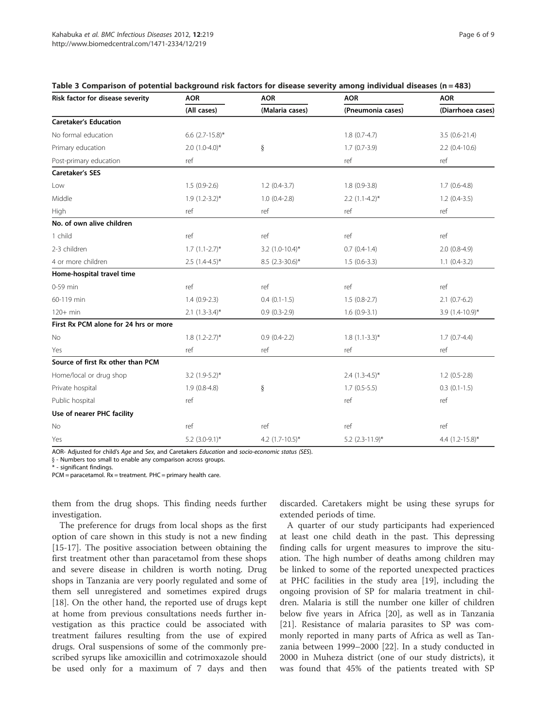**Table 3 Comparison of potential background risk factors for disease severity among individual diseases (n = 483)**

| Risk factor for disease severity | AOR | AOR | AOR | AOR |
|---|---|---|---|---|
| | (All cases) | (Malaria cases) | (Pneumonia cases) | (Diarrhoea cases) |
| **Caretaker's Education** | | | | |
| No formal education | 6.6 (2.7-15.8)* | | 1.8 (0.7-4.7) | 3.5 (0.6-21.4) |
| Primary education | 2.0 (1.0-4.0)* | § | 1.7 (0.7-3.9) | 2.2 (0.4-10.6) |
| Post-primary education | ref | | ref | ref |
| **Caretaker's SES** | | | | |
| Low | 1.5 (0.9-2.6) | 1.2 (0.4-3.7) | 1.8 (0.9-3.8) | 1.7 (0.6-4.8) |
| Middle | 1.9 (1.2-3.2)* | 1.0 (0.4-2.8) | 2.2 (1.1-4.2)* | 1.2 (0.4-3.5) |
| High | ref | ref | ref | ref |
| **No. of own alive children** | | | | |
| 1 child | ref | ref | ref | ref |
| 2-3 children | 1.7 (1.1-2.7)* | 3.2 (1.0-10.4)* | 0.7 (0.4-1.4) | 2.0 (0.8-4.9) |
| 4 or more children | 2.5 (1.4-4.5)* | 8.5 (2.3-30.6)* | 1.5 (0.6-3.3) | 1.1 (0.4-3.2) |
| **Home-hospital travel time** | | | | |
| 0-59 min | ref | ref | ref | ref |
| 60-119 min | 1.4 (0.9-2.3) | 0.4 (0.1-1.5) | 1.5 (0.8-2.7) | 2.1 (0.7-6.2) |
| 120+ min | 2.1 (1.3-3.4)* | 0.9 (0.3-2.9) | 1.6 (0.9-3.1) | 3.9 (1.4-10.9)* |
| **First Rx PCM alone for 24 hrs or more** | | | | |
| No | 1.8 (1.2-2.7)* | 0.9 (0.4-2.2) | 1.8 (1.1-3.3)* | 1.7 (0.7-4.4) |
| Yes | ref | ref | ref | ref |
| **Source of first Rx other than PCM** | | | | |
| Home/local or drug shop | 3.2 (1.9-5.2)* | | 2.4 (1.3-4.5)* | 1.2 (0.5-2.8) |
| Private hospital | 1.9 (0.8-4.8) | § | 1.7 (0.5-5.5) | 0.3 (0.1-1.5) |
| Public hospital | ref | | ref | ref |
| **Use of nearer PHC facility** | | | | |
| No | ref | ref | ref | ref |
| Yes | 5.2 (3.0-9.1)* | 4.2 (1.7-10.5)* | 5.2 (2.3-11.9)* | 4.4 (1.2-15.8)* |

AOR- Adjusted for child's *Age* and *Sex*, and Caretakers *Education* and *socio-economic status (SES)*.
§ - Numbers too small to enable any comparison across groups.
* - significant findings.
PCM = paracetamol. Rx = treatment. PHC = primary health care.

them from the drug shops. This finding needs further investigation.

The preference for drugs from local shops as the first option of care shown in this study is not a new finding [15-17]. The positive association between obtaining the first treatment other than paracetamol from these shops and severe disease in children is worth noting. Drug shops in Tanzania are very poorly regulated and some of them sell unregistered and sometimes expired drugs [18]. On the other hand, the reported use of drugs kept at home from previous consultations needs further investigation as this practice could be associated with treatment failures resulting from the use of expired drugs. Oral suspensions of some of the commonly prescribed syrups like amoxicillin and cotrimoxazole should be used only for a maximum of 7 days and then discarded. Caretakers might be using these syrups for extended periods of time.

A quarter of our study participants had experienced at least one child death in the past. This depressing finding calls for urgent measures to improve the situation. The high number of deaths among children may be linked to some of the reported unexpected practices at PHC facilities in the study area [19], including the ongoing provision of SP for malaria treatment in children. Malaria is still the number one killer of children below five years in Africa [20], as well as in Tanzania [21]. Resistance of malaria parasites to SP was commonly reported in many parts of Africa as well as Tanzania between 1999–2000 [22]. In a study conducted in 2000 in Muheza district (one of our study districts), it was found that 45% of the patients treated with SP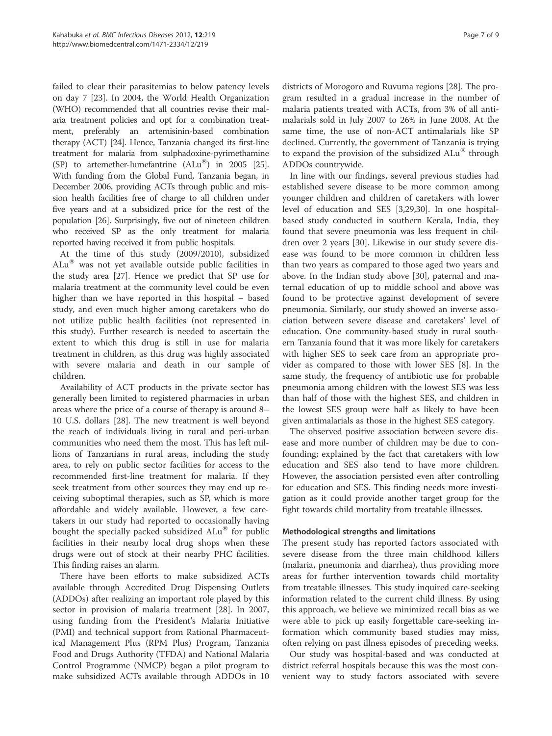failed to clear their parasitemias to below patency levels on day 7 [23]. In 2004, the World Health Organization (WHO) recommended that all countries revise their malaria treatment policies and opt for a combination treatment, preferably an artemisinin-based combination therapy (ACT) [24]. Hence, Tanzania changed its first-line treatment for malaria from sulphadoxine-pyrimethamine (SP) to artemether-lumefantrine (ALu®) in 2005 [25]. With funding from the Global Fund, Tanzania began, in December 2006, providing ACTs through public and mission health facilities free of charge to all children under five years and at a subsidized price for the rest of the population [26]. Surprisingly, five out of nineteen children who received SP as the only treatment for malaria reported having received it from public hospitals.

At the time of this study (2009/2010), subsidized ALu® was not yet available outside public facilities in the study area [27]. Hence we predict that SP use for malaria treatment at the community level could be even higher than we have reported in this hospital – based study, and even much higher among caretakers who do not utilize public health facilities (not represented in this study). Further research is needed to ascertain the extent to which this drug is still in use for malaria treatment in children, as this drug was highly associated with severe malaria and death in our sample of children.

Availability of ACT products in the private sector has generally been limited to registered pharmacies in urban areas where the price of a course of therapy is around 8–10 U.S. dollars [28]. The new treatment is well beyond the reach of individuals living in rural and peri-urban communities who need them the most. This has left millions of Tanzanians in rural areas, including the study area, to rely on public sector facilities for access to the recommended first-line treatment for malaria. If they seek treatment from other sources they may end up receiving suboptimal therapies, such as SP, which is more affordable and widely available. However, a few caretakers in our study had reported to occasionally having bought the specially packed subsidized ALu® for public facilities in their nearby local drug shops when these drugs were out of stock at their nearby PHC facilities. This finding raises an alarm.

There have been efforts to make subsidized ACTs available through Accredited Drug Dispensing Outlets (ADDOs) after realizing an important role played by this sector in provision of malaria treatment [28]. In 2007, using funding from the President's Malaria Initiative (PMI) and technical support from Rational Pharmaceutical Management Plus (RPM Plus) Program, Tanzania Food and Drugs Authority (TFDA) and National Malaria Control Programme (NMCP) began a pilot program to make subsidized ACTs available through ADDOs in 10 districts of Morogoro and Ruvuma regions [28]. The program resulted in a gradual increase in the number of malaria patients treated with ACTs, from 3% of all antimalarials sold in July 2007 to 26% in June 2008. At the same time, the use of non-ACT antimalarials like SP declined. Currently, the government of Tanzania is trying to expand the provision of the subsidized ALu® through ADDOs countrywide.

In line with our findings, several previous studies had established severe disease to be more common among younger children and children of caretakers with lower level of education and SES [3,29,30]. In one hospital-based study conducted in southern Kerala, India, they found that severe pneumonia was less frequent in children over 2 years [30]. Likewise in our study severe disease was found to be more common in children less than two years as compared to those aged two years and above. In the Indian study above [30], paternal and maternal education of up to middle school and above was found to be protective against development of severe pneumonia. Similarly, our study showed an inverse association between severe disease and caretakers' level of education. One community-based study in rural southern Tanzania found that it was more likely for caretakers with higher SES to seek care from an appropriate provider as compared to those with lower SES [8]. In the same study, the frequency of antibiotic use for probable pneumonia among children with the lowest SES was less than half of those with the highest SES, and children in the lowest SES group were half as likely to have been given antimalarials as those in the highest SES category.

The observed positive association between severe disease and more number of children may be due to confounding; explained by the fact that caretakers with low education and SES also tend to have more children. However, the association persisted even after controlling for education and SES. This finding needs more investigation as it could provide another target group for the fight towards child mortality from treatable illnesses.

### Methodological strengths and limitations

The present study has reported factors associated with severe disease from the three main childhood killers (malaria, pneumonia and diarrhea), thus providing more areas for further intervention towards child mortality from treatable illnesses. This study inquired care-seeking information related to the current child illness. By using this approach, we believe we minimized recall bias as we were able to pick up easily forgettable care-seeking information which community based studies may miss, often relying on past illness episodes of preceding weeks.

Our study was hospital-based and was conducted at district referral hospitals because this was the most convenient way to study factors associated with severe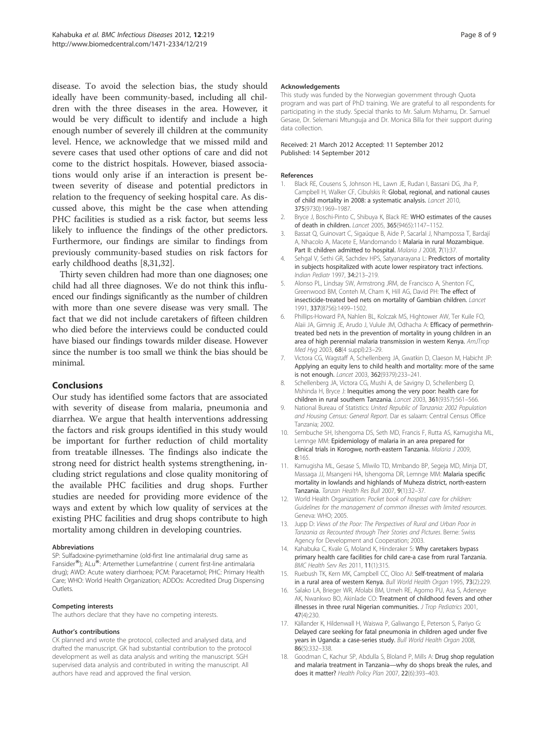disease. To avoid the selection bias, the study should ideally have been community-based, including all children with the three diseases in the area. However, it would be very difficult to identify and include a high enough number of severely ill children at the community level. Hence, we acknowledge that we missed mild and severe cases that used other options of care and did not come to the district hospitals. However, biased associations would only arise if an interaction is present between severity of disease and potential predictors in relation to the frequency of seeking hospital care. As discussed above, this might be the case when attending PHC facilities is studied as a risk factor, but seems less likely to influence the findings of the other predictors. Furthermore, our findings are similar to findings from previously community-based studies on risk factors for early childhood deaths [8,31,32].

Thirty seven children had more than one diagnoses; one child had all three diagnoses. We do not think this influenced our findings significantly as the number of children with more than one severe disease was very small. The fact that we did not include caretakers of fifteen children who died before the interviews could be conducted could have biased our findings towards milder disease. However since the number is too small we think the bias should be minimal.

## Conclusions

Our study has identified some factors that are associated with severity of disease from malaria, pneumonia and diarrhea. We argue that health interventions addressing the factors and risk groups identified in this study would be important for further reduction of child mortality from treatable illnesses. The findings also indicate the strong need for district health systems strengthening, including strict regulations and close quality monitoring of the available PHC facilities and drug shops. Further studies are needed for providing more evidence of the ways and extent by which low quality of services at the existing PHC facilities and drug shops contribute to high mortality among children in developing countries.

#### Abbreviations

SP: Sulfadoxine-pyrimethamine (old-first line antimalarial drug same as Fansider®); ALu®: Artemether Lumefantrine ( current first-line antimalaria drug); AWD: Acute watery diarrhoea; PCM: Paracetamol; PHC: Primary Health Care; WHO: World Health Organization; ADDOs: Accredited Drug Dispensing Outlets.

#### Competing interests

The authors declare that they have no competing interests.

#### Author's contributions

CK planned and wrote the protocol, collected and analysed data, and drafted the manuscript. GK had substantial contribution to the protocol development as well as data analysis and writing the manuscript. SGH supervised data analysis and contributed in writing the manuscript. All authors have read and approved the final version.

#### Acknowledgements

This study was funded by the Norwegian government through Quota program and was part of PhD training. We are grateful to all respondents for participating in the study. Special thanks to Mr. Salum Mshamu, Dr. Samuel Gesase, Dr. Selemani Mtunguja and Dr. Monica Billa for their support during data collection.

Received: 21 March 2012 Accepted: 11 September 2012
Published: 14 September 2012

#### References

1. Black RE, Cousens S, Johnson HL, Lawn JE, Rudan I, Bassani DG, Jha P, Campbell H, Walker CF, Cibulskis R: **Global, regional, and national causes of child mortality in 2008: a systematic analysis.** *Lancet* 2010, **375**(9730):1969–1987.
2. Bryce J, Boschi-Pinto C, Shibuya K, Black RE: **WHO estimates of the causes of death in children.** *Lancet* 2005, **365**(9465):1147–1152.
3. Bassat Q, Guinovart C, Sigaúque B, Aide P, Sacarlal J, Nhampossa T, Bardají A, Nhacolo A, Macete E, Mandomando I: **Malaria in rural Mozambique. Part II: children admitted to hospital.** *Malaria J* 2008, **7**(1):37.
4. Sehgal V, Sethi GR, Sachdev HPS, Satyanarayana L: **Predictors of mortality in subjects hospitalized with acute lower respiratory tract infections.** *Indian Pediatr* 1997, **34:**213–219.
5. Alonso PL, Lindsay SW, Armstrong JRM, de Francisco A, Shenton FC, Greenwood BM, Conteh M, Cham K, Hill AG, David PH: **The effect of insecticide-treated bed nets on mortality of Gambian children.** *Lancet* 1991, **337**(8756):1499–1502.
6. Phillips-Howard PA, Nahlen BL, Kolczak MS, Hightower AW, Ter Kuile FO, Alaii JA, Gimnig JE, Arudo J, Vulule JM, Odhacha A: **Efficacy of permethrin-treated bed nets in the prevention of mortality in young children in an area of high perennial malaria transmission in western Kenya.** *AmJTrop Med Hyg* 2003, **68**(4 suppl):23–29.
7. Victora CG, Wagstaff A, Schellenberg JA, Gwatkin D, Claeson M, Habicht JP: **Applying an equity lens to child health and mortality: more of the same is not enough.** *Lancet* 2003, **362**(9379):233–241.
8. Schellenberg JA, Victora CG, Mushi A, de Savigny D, Schellenberg D, Mshinda H, Bryce J: **Inequities among the very poor: health care for children in rural southern Tanzania.** *Lancet* 2003, **361**(9357):561–566.
9. National Bureau of Statistics: *United Republic of Tanzania: 2002 Population and Housing Census: General Report*. Dar es salaam: Central Census Office Tanzania; 2002.
10. Sembuche SH, Ishengoma DS, Seth MD, Francis F, Rutta AS, Kamugisha ML, Lemnge MM: **Epidemiology of malaria in an area prepared for clinical trials in Korogwe, north-eastern Tanzania.** *Malaria J* 2009, **8:**165.
11. Kamugisha ML, Gesase S, Mlwilo TD, Mmbando BP, Segeja MD, Minja DT, Massaga JJ, Msangeni HA, Ishengoma DR, Lemnge MM: **Malaria specific mortality in lowlands and highlands of Muheza district, north-eastern Tanzania.** *Tanzan Health Res Bull* 2007, **9**(1):32–37.
12. World Health Organization: *Pocket book of hospital care for children: Guidelines for the management of common illnesses with limited resources*. Geneva: WHO; 2005.
13. Jupp D: *Views of the Poor: The Perspectives of Rural and Urban Poor in Tanzania as Recounted through Their Stories and Pictures*. Berne: Swiss Agency for Development and Cooperation; 2003.
14. Kahabuka C, Kvale G, Moland K, Hinderaker S: **Why caretakers bypass primary health care facilities for child care-a case from rural Tanzania.** *BMC Health Serv Res* 2011, **11**(1):315.
15. Ruebush TK, Kern MK, Campbell CC, Oloo AJ: **Self-treatment of malaria in a rural area of western Kenya.** *Bull World Health Organ* 1995, **73**(2):229.
16. Salako LA, Brieger WR, Afolabi BM, Umeh RE, Agomo PU, Asa S, Adeneye AK, Nwankwo BO, Akinlade CO: **Treatment of childhood fevers and other illnesses in three rural Nigerian communities.** *J Trop Pediatrics* 2001, **47**(4):230.
17. Källander K, Hildenwall H, Waiswa P, Galiwango E, Peterson S, Pariyo G: **Delayed care seeking for fatal pneumonia in children aged under five years in Uganda: a case-series study.** *Bull World Health Organ* 2008, **86**(5):332–338.
18. Goodman C, Kachur SP, Abdulla S, Bloland P, Mills A: **Drug shop regulation and malaria treatment in Tanzania—why do shops break the rules, and does it matter?** *Health Policy Plan* 2007, **22**(6):393–403.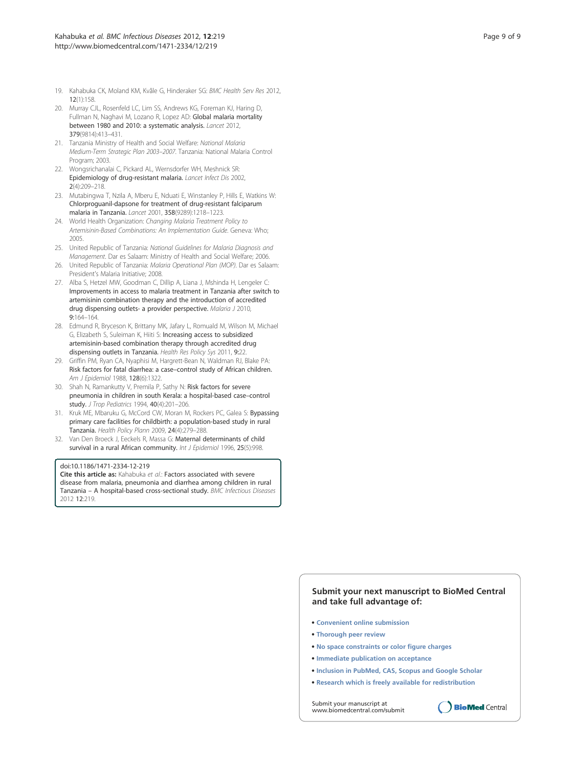19. Kahabuka CK, Moland KM, Kvåle G, Hinderaker SG: *BMC Health Serv Res* 2012, **12**(1):158.
20. Murray CJL, Rosenfeld LC, Lim SS, Andrews KG, Foreman KJ, Haring D, Fullman N, Naghavi M, Lozano R, Lopez AD: **Global malaria mortality between 1980 and 2010: a systematic analysis.** *Lancet* 2012, **379**(9814):413–431.
21. Tanzania Ministry of Health and Social Welfare: *National Malaria Medium-Term Strategic Plan 2003–2007*. Tanzania: National Malaria Control Program; 2003.
22. Wongsrichanalai C, Pickard AL, Wernsdorfer WH, Meshnick SR: **Epidemiology of drug-resistant malaria.** *Lancet Infect Dis* 2002, **2**(4):209–218.
23. Mutabingwa T, Nzila A, Mberu E, Nduati E, Winstanley P, Hills E, Watkins W: **Chlorproguanil-dapsone for treatment of drug-resistant falciparum malaria in Tanzania.** *Lancet* 2001, **358**(9289):1218–1223.
24. World Health Organization: *Changing Malaria Treatment Policy to Artemisinin-Based Combinations: An Implementation Guide*. Geneva: Who; 2005.
25. United Republic of Tanzania: *National Guidelines for Malaria Diagnosis and Management*. Dar es Salaam: Ministry of Health and Social Welfare; 2006.
26. United Republic of Tanzania: *Malaria Operational Plan (MOP)*. Dar es Salaam: President's Malaria Initiative; 2008.
27. Alba S, Hetzel MW, Goodman C, Dillip A, Liana J, Mshinda H, Lengeler C: **Improvements in access to malaria treatment in Tanzania after switch to artemisinin combination therapy and the introduction of accredited drug dispensing outlets- a provider perspective.** *Malaria J* 2010, **9**:164–164.
28. Edmund R, Bryceson K, Brittany MK, Jafary L, Romuald M, Wilson M, Michael G, Elizabeth S, Suleiman K, Hiiti S: **Increasing access to subsidized artemisinin-based combination therapy through accredited drug dispensing outlets in Tanzania.** *Health Res Policy Sys* 2011, **9**:22.
29. Griffin PM, Ryan CA, Nyaphisi M, Hargrett-Bean N, Waldman RJ, Blake PA: **Risk factors for fatal diarrhea: a case–control study of African children.** *Am J Epidemiol* 1988, **128**(6):1322.
30. Shah N, Ramankutty V, Premila P, Sathy N: **Risk factors for severe pneumonia in children in south Kerala: a hospital-based case–control study.** *J Trop Pediatrics* 1994, **40**(4):201–206.
31. Kruk ME, Mbaruku G, McCord CW, Moran M, Rockers PC, Galea S: **Bypassing primary care facilities for childbirth: a population-based study in rural Tanzania.** *Health Policy Plann* 2009, **24**(4):279–288.
32. Van Den Broeck J, Eeckels R, Massa G: **Maternal determinants of child survival in a rural African community.** *Int J Epidemiol* 1996, **25**(5):998.

doi:10.1186/1471-2334-12-219

**Cite this article as:** Kahabuka *et al.*: Factors associated with severe disease from malaria, pneumonia and diarrhea among children in rural Tanzania – A hospital-based cross-sectional study. *BMC Infectious Diseases* 2012 **12**:219.

**Submit your next manuscript to BioMed Central and take full advantage of:**

- **Convenient online submission**
- **Thorough peer review**
- **No space constraints or color figure charges**
- **Immediate publication on acceptance**
- **Inclusion in PubMed, CAS, Scopus and Google Scholar**
- **Research which is freely available for redistribution**

Submit your manuscript at
www.biomedcentral.com/submit

BioMed Central